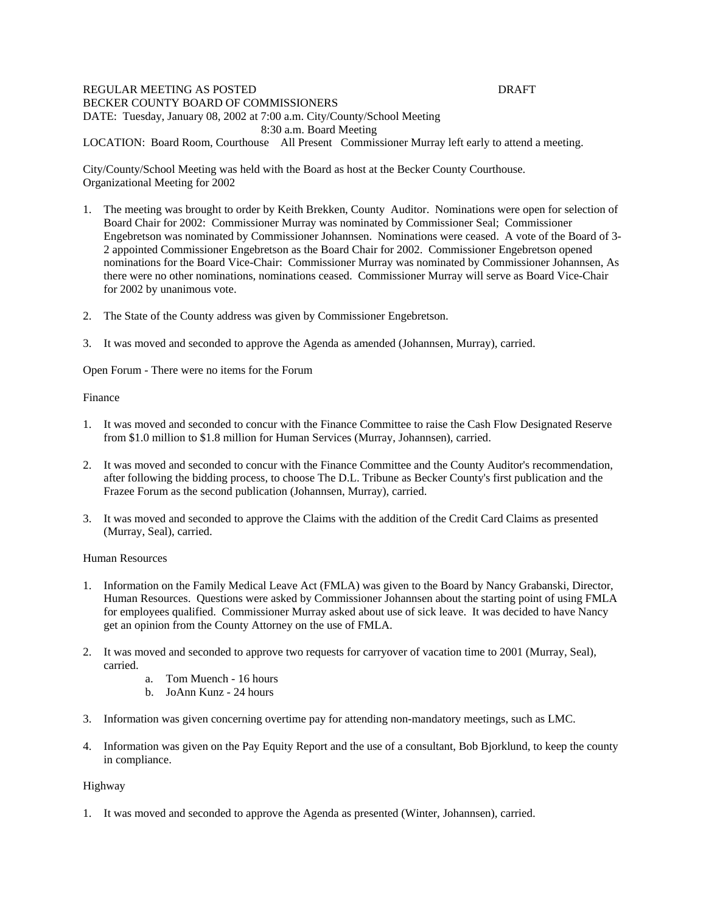REGULAR MEETING AS POSTED DRAFT
BECKER COUNTY BOARD OF COMMISSIONERS
DATE: Tuesday, January 08, 2002 at 7:00 a.m. City/County/School Meeting
8:30 a.m. Board Meeting
LOCATION: Board Room, Courthouse All Present Commissioner Murray left early to attend a meeting.

City/County/School Meeting was held with the Board as host at the Becker County Courthouse.
Organizational Meeting for 2002

1. The meeting was brought to order by Keith Brekken, County Auditor. Nominations were open for selection of Board Chair for 2002: Commissioner Murray was nominated by Commissioner Seal; Commissioner Engebretson was nominated by Commissioner Johannsen. Nominations were ceased. A vote of the Board of 3-2 appointed Commissioner Engebretson as the Board Chair for 2002. Commissioner Engebretson opened nominations for the Board Vice-Chair: Commissioner Murray was nominated by Commissioner Johannsen, As there were no other nominations, nominations ceased. Commissioner Murray will serve as Board Vice-Chair for 2002 by unanimous vote.

2. The State of the County address was given by Commissioner Engebretson.

3. It was moved and seconded to approve the Agenda as amended (Johannsen, Murray), carried.

Open Forum - There were no items for the Forum

Finance

1. It was moved and seconded to concur with the Finance Committee to raise the Cash Flow Designated Reserve from $1.0 million to $1.8 million for Human Services (Murray, Johannsen), carried.

2. It was moved and seconded to concur with the Finance Committee and the County Auditor's recommendation, after following the bidding process, to choose The D.L. Tribune as Becker County's first publication and the Frazee Forum as the second publication (Johannsen, Murray), carried.

3. It was moved and seconded to approve the Claims with the addition of the Credit Card Claims as presented (Murray, Seal), carried.

Human Resources

1. Information on the Family Medical Leave Act (FMLA) was given to the Board by Nancy Grabanski, Director, Human Resources. Questions were asked by Commissioner Johannsen about the starting point of using FMLA for employees qualified. Commissioner Murray asked about use of sick leave. It was decided to have Nancy get an opinion from the County Attorney on the use of FMLA.

2. It was moved and seconded to approve two requests for carryover of vacation time to 2001 (Murray, Seal), carried.
   a. Tom Muench - 16 hours
   b. JoAnn Kunz - 24 hours

3. Information was given concerning overtime pay for attending non-mandatory meetings, such as LMC.

4. Information was given on the Pay Equity Report and the use of a consultant, Bob Bjorklund, to keep the county in compliance.

Highway

1. It was moved and seconded to approve the Agenda as presented (Winter, Johannsen), carried.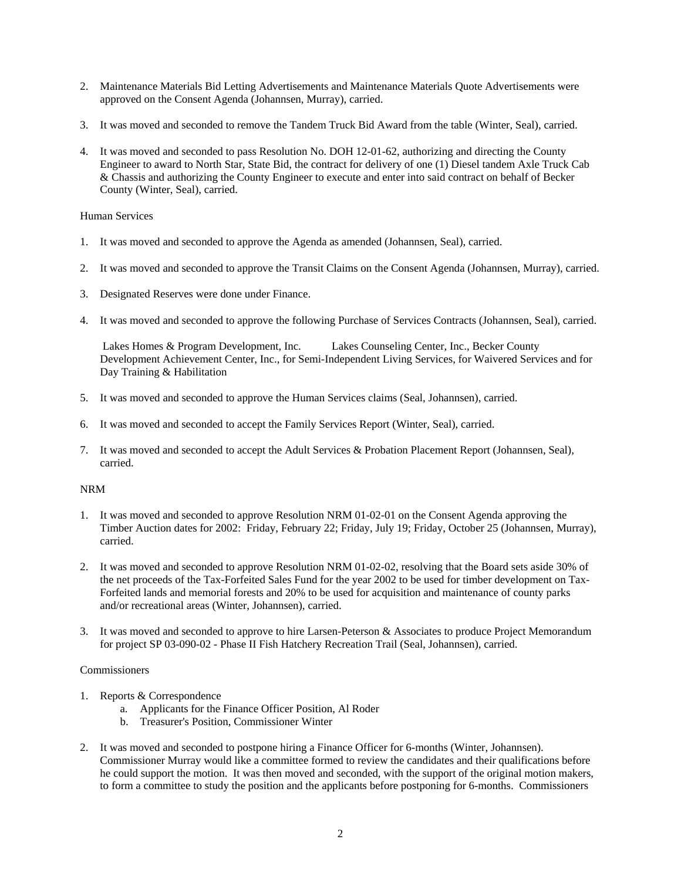2. Maintenance Materials Bid Letting Advertisements and Maintenance Materials Quote Advertisements were approved on the Consent Agenda (Johannsen, Murray), carried.

3. It was moved and seconded to remove the Tandem Truck Bid Award from the table (Winter, Seal), carried.

4. It was moved and seconded to pass Resolution No. DOH 12-01-62, authorizing and directing the County Engineer to award to North Star, State Bid, the contract for delivery of one (1) Diesel tandem Axle Truck Cab & Chassis and authorizing the County Engineer to execute and enter into said contract on behalf of Becker County (Winter, Seal), carried.

Human Services

1. It was moved and seconded to approve the Agenda as amended (Johannsen, Seal), carried.

2. It was moved and seconded to approve the Transit Claims on the Consent Agenda (Johannsen, Murray), carried.

3. Designated Reserves were done under Finance.

4. It was moved and seconded to approve the following Purchase of Services Contracts (Johannsen, Seal), carried.

   Lakes Homes & Program Development, Inc. Lakes Counseling Center, Inc., Becker County Development Achievement Center, Inc., for Semi-Independent Living Services, for Waivered Services and for Day Training & Habilitation

5. It was moved and seconded to approve the Human Services claims (Seal, Johannsen), carried.

6. It was moved and seconded to accept the Family Services Report (Winter, Seal), carried.

7. It was moved and seconded to accept the Adult Services & Probation Placement Report (Johannsen, Seal), carried.

NRM

1. It was moved and seconded to approve Resolution NRM 01-02-01 on the Consent Agenda approving the Timber Auction dates for 2002: Friday, February 22; Friday, July 19; Friday, October 25 (Johannsen, Murray), carried.

2. It was moved and seconded to approve Resolution NRM 01-02-02, resolving that the Board sets aside 30% of the net proceeds of the Tax-Forfeited Sales Fund for the year 2002 to be used for timber development on Tax-Forfeited lands and memorial forests and 20% to be used for acquisition and maintenance of county parks and/or recreational areas (Winter, Johannsen), carried.

3. It was moved and seconded to approve to hire Larsen-Peterson & Associates to produce Project Memorandum for project SP 03-090-02 - Phase II Fish Hatchery Recreation Trail (Seal, Johannsen), carried.

Commissioners

1. Reports & Correspondence
   a. Applicants for the Finance Officer Position, Al Roder
   b. Treasurer's Position, Commissioner Winter

2. It was moved and seconded to postpone hiring a Finance Officer for 6-months (Winter, Johannsen). Commissioner Murray would like a committee formed to review the candidates and their qualifications before he could support the motion. It was then moved and seconded, with the support of the original motion makers, to form a committee to study the position and the applicants before postponing for 6-months. Commissioners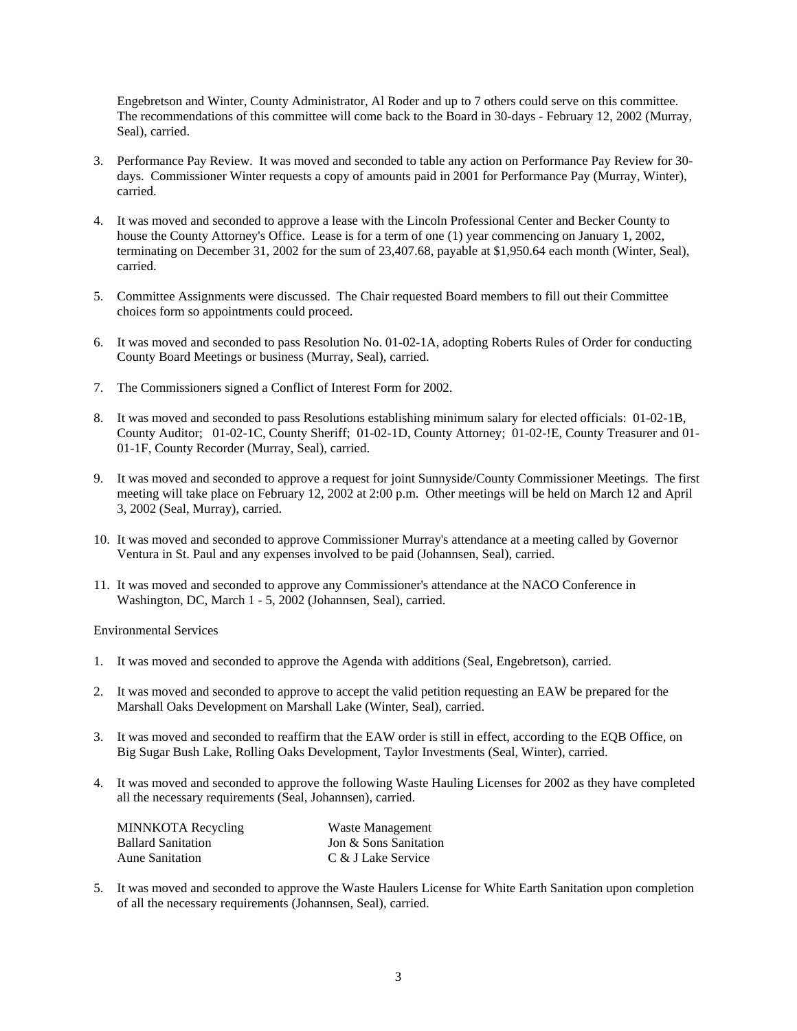Engebretson and Winter, County Administrator, Al Roder and up to 7 others could serve on this committee. The recommendations of this committee will come back to the Board in 30-days - February 12, 2002 (Murray, Seal), carried.

3. Performance Pay Review. It was moved and seconded to table any action on Performance Pay Review for 30-days. Commissioner Winter requests a copy of amounts paid in 2001 for Performance Pay (Murray, Winter), carried.

4. It was moved and seconded to approve a lease with the Lincoln Professional Center and Becker County to house the County Attorney's Office. Lease is for a term of one (1) year commencing on January 1, 2002, terminating on December 31, 2002 for the sum of 23,407.68, payable at $1,950.64 each month (Winter, Seal), carried.

5. Committee Assignments were discussed. The Chair requested Board members to fill out their Committee choices form so appointments could proceed.

6. It was moved and seconded to pass Resolution No. 01-02-1A, adopting Roberts Rules of Order for conducting County Board Meetings or business (Murray, Seal), carried.

7. The Commissioners signed a Conflict of Interest Form for 2002.

8. It was moved and seconded to pass Resolutions establishing minimum salary for elected officials: 01-02-1B, County Auditor; 01-02-1C, County Sheriff; 01-02-1D, County Attorney; 01-02-!E, County Treasurer and 01-01-1F, County Recorder (Murray, Seal), carried.

9. It was moved and seconded to approve a request for joint Sunnyside/County Commissioner Meetings. The first meeting will take place on February 12, 2002 at 2:00 p.m. Other meetings will be held on March 12 and April 3, 2002 (Seal, Murray), carried.

10. It was moved and seconded to approve Commissioner Murray's attendance at a meeting called by Governor Ventura in St. Paul and any expenses involved to be paid (Johannsen, Seal), carried.

11. It was moved and seconded to approve any Commissioner's attendance at the NACO Conference in Washington, DC, March 1 - 5, 2002 (Johannsen, Seal), carried.

Environmental Services

1. It was moved and seconded to approve the Agenda with additions (Seal, Engebretson), carried.

2. It was moved and seconded to approve to accept the valid petition requesting an EAW be prepared for the Marshall Oaks Development on Marshall Lake (Winter, Seal), carried.

3. It was moved and seconded to reaffirm that the EAW order is still in effect, according to the EQB Office, on Big Sugar Bush Lake, Rolling Oaks Development, Taylor Investments (Seal, Winter), carried.

4. It was moved and seconded to approve the following Waste Hauling Licenses for 2002 as they have completed all the necessary requirements (Seal, Johannsen), carried.

| | |
|---|---|
| MINNKOTA Recycling | Waste Management |
| Ballard Sanitation | Jon & Sons Sanitation |
| Aune Sanitation | C & J Lake Service |

5. It was moved and seconded to approve the Waste Haulers License for White Earth Sanitation upon completion of all the necessary requirements (Johannsen, Seal), carried.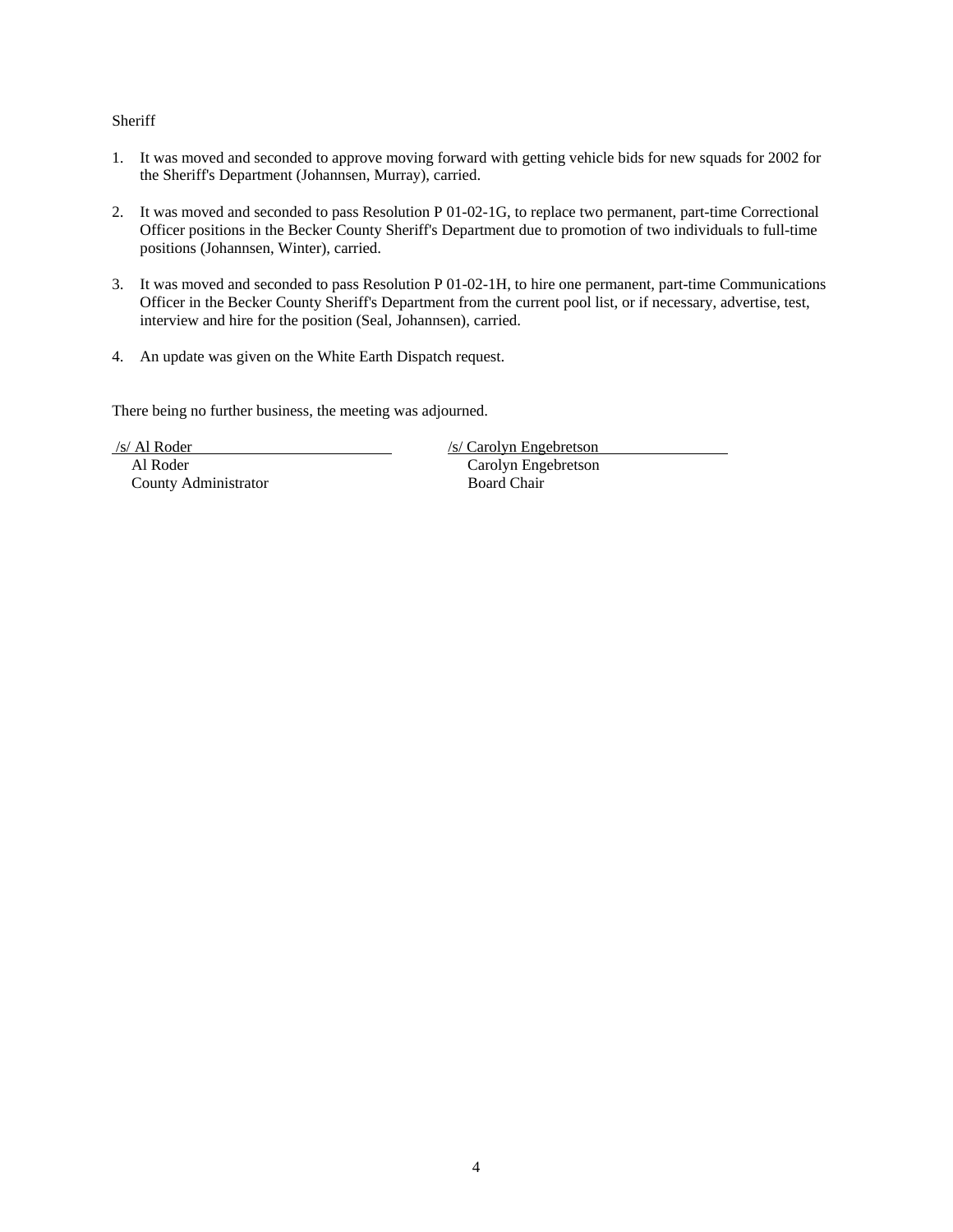Sheriff

1. It was moved and seconded to approve moving forward with getting vehicle bids for new squads for 2002 for the Sheriff's Department (Johannsen, Murray), carried.

2. It was moved and seconded to pass Resolution P 01-02-1G, to replace two permanent, part-time Correctional Officer positions in the Becker County Sheriff's Department due to promotion of two individuals to full-time positions (Johannsen, Winter), carried.

3. It was moved and seconded to pass Resolution P 01-02-1H, to hire one permanent, part-time Communications Officer in the Becker County Sheriff's Department from the current pool list, or if necessary, advertise, test, interview and hire for the position (Seal, Johannsen), carried.

4. An update was given on the White Earth Dispatch request.

There being no further business, the meeting was adjourned.

| | |
|---|---|
| /s/ Al Roder | /s/ Carolyn Engebretson |
| Al Roder | Carolyn Engebretson |
| County Administrator | Board Chair |